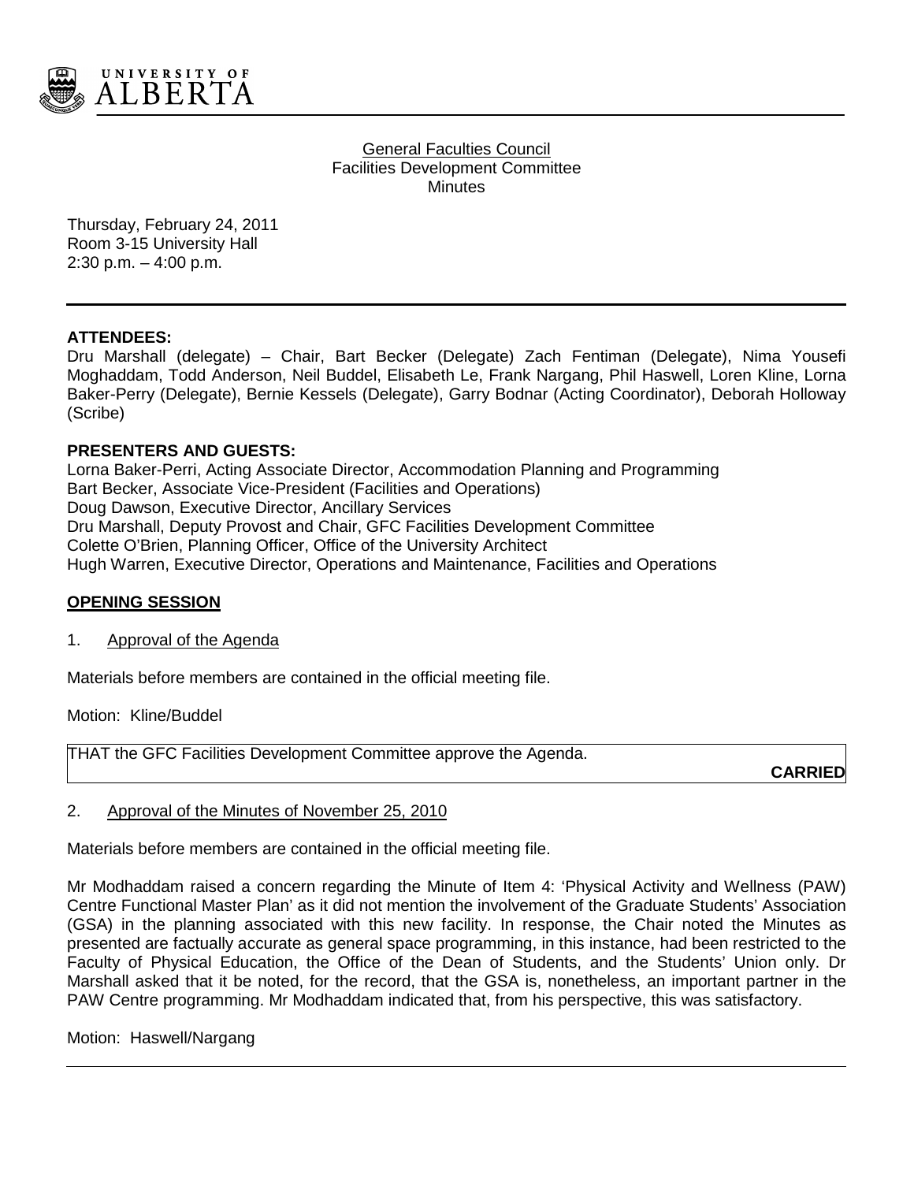University of Alberta

General Faculties Council
Facilities Development Committee
Minutes

Thursday, February 24, 2011
Room 3-15 University Hall
2:30 p.m. – 4:00 p.m.

**ATTENDEES:**
Dru Marshall (delegate) – Chair, Bart Becker (Delegate) Zach Fentiman (Delegate), Nima Yousefi Moghaddam, Todd Anderson, Neil Buddel, Elisabeth Le, Frank Nargang, Phil Haswell, Loren Kline, Lorna Baker-Perry (Delegate), Bernie Kessels (Delegate), Garry Bodnar (Acting Coordinator), Deborah Holloway (Scribe)

**PRESENTERS AND GUESTS:**
Lorna Baker-Perri, Acting Associate Director, Accommodation Planning and Programming
Bart Becker, Associate Vice-President (Facilities and Operations)
Doug Dawson, Executive Director, Ancillary Services
Dru Marshall, Deputy Provost and Chair, GFC Facilities Development Committee
Colette O'Brien, Planning Officer, Office of the University Architect
Hugh Warren, Executive Director, Operations and Maintenance, Facilities and Operations

## OPENING SESSION

1. Approval of the Agenda

Materials before members are contained in the official meeting file.

Motion: Kline/Buddel

THAT the GFC Facilities Development Committee approve the Agenda.

**CARRIED**

2. Approval of the Minutes of November 25, 2010

Materials before members are contained in the official meeting file.

Mr Modhaddam raised a concern regarding the Minute of Item 4: 'Physical Activity and Wellness (PAW) Centre Functional Master Plan' as it did not mention the involvement of the Graduate Students' Association (GSA) in the planning associated with this new facility. In response, the Chair noted the Minutes as presented are factually accurate as general space programming, in this instance, had been restricted to the Faculty of Physical Education, the Office of the Dean of Students, and the Students' Union only. Dr Marshall asked that it be noted, for the record, that the GSA is, nonetheless, an important partner in the PAW Centre programming. Mr Modhaddam indicated that, from his perspective, this was satisfactory.

Motion: Haswell/Nargang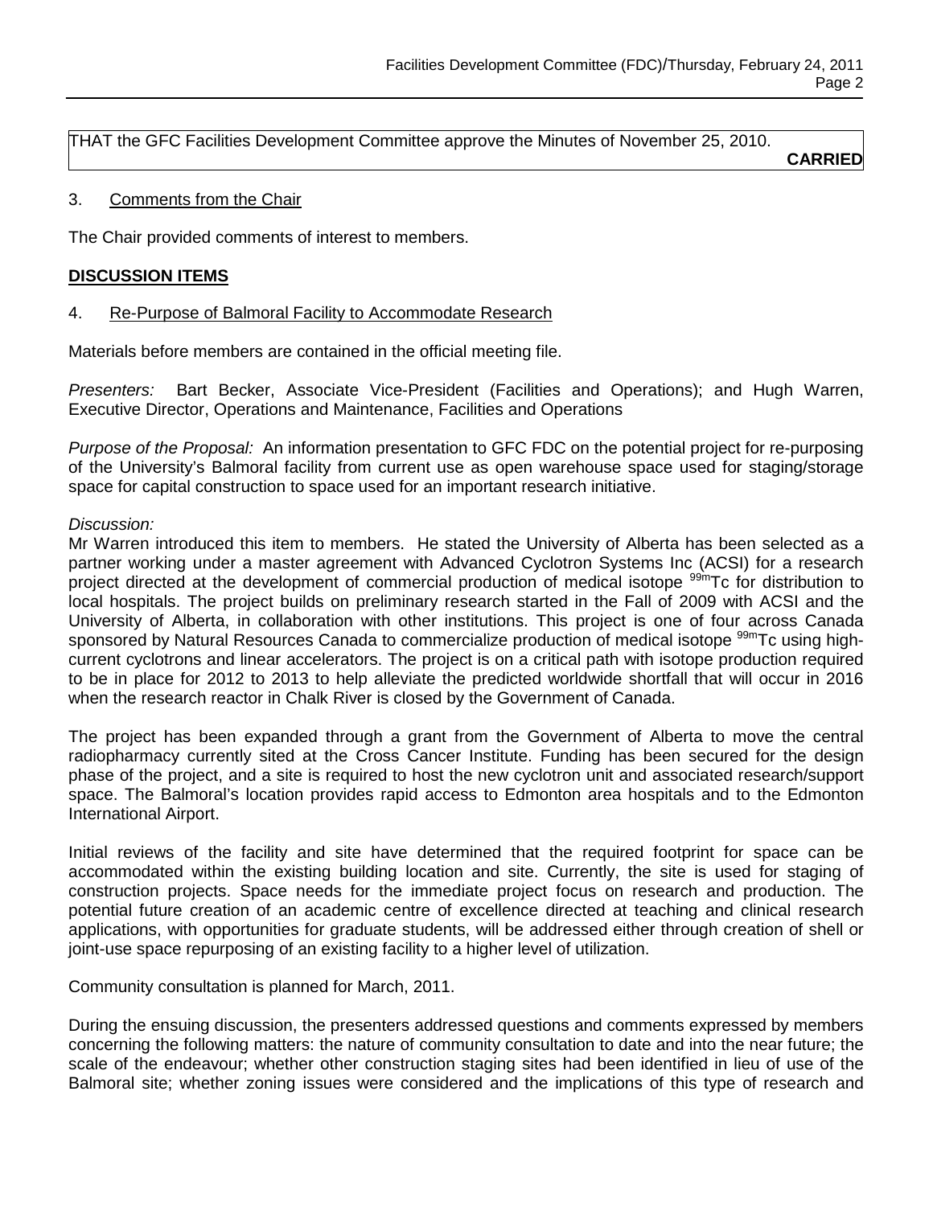THAT the GFC Facilities Development Committee approve the Minutes of November 25, 2010.

**CARRIED**

3. Comments from the Chair

The Chair provided comments of interest to members.

**DISCUSSION ITEMS**

4. Re-Purpose of Balmoral Facility to Accommodate Research

Materials before members are contained in the official meeting file.

*Presenters:* Bart Becker, Associate Vice-President (Facilities and Operations); and Hugh Warren, Executive Director, Operations and Maintenance, Facilities and Operations

*Purpose of the Proposal:* An information presentation to GFC FDC on the potential project for re-purposing of the University's Balmoral facility from current use as open warehouse space used for staging/storage space for capital construction to space used for an important research initiative.

*Discussion:*

Mr Warren introduced this item to members. He stated the University of Alberta has been selected as a partner working under a master agreement with Advanced Cyclotron Systems Inc (ACSI) for a research project directed at the development of commercial production of medical isotope $^{99m}$Tc for distribution to local hospitals. The project builds on preliminary research started in the Fall of 2009 with ACSI and the University of Alberta, in collaboration with other institutions. This project is one of four across Canada sponsored by Natural Resources Canada to commercialize production of medical isotope $^{99m}$Tc using high-current cyclotrons and linear accelerators. The project is on a critical path with isotope production required to be in place for 2012 to 2013 to help alleviate the predicted worldwide shortfall that will occur in 2016 when the research reactor in Chalk River is closed by the Government of Canada.

The project has been expanded through a grant from the Government of Alberta to move the central radiopharmacy currently sited at the Cross Cancer Institute. Funding has been secured for the design phase of the project, and a site is required to host the new cyclotron unit and associated research/support space. The Balmoral's location provides rapid access to Edmonton area hospitals and to the Edmonton International Airport.

Initial reviews of the facility and site have determined that the required footprint for space can be accommodated within the existing building location and site. Currently, the site is used for staging of construction projects. Space needs for the immediate project focus on research and production. The potential future creation of an academic centre of excellence directed at teaching and clinical research applications, with opportunities for graduate students, will be addressed either through creation of shell or joint-use space repurposing of an existing facility to a higher level of utilization.

Community consultation is planned for March, 2011.

During the ensuing discussion, the presenters addressed questions and comments expressed by members concerning the following matters: the nature of community consultation to date and into the near future; the scale of the endeavour; whether other construction staging sites had been identified in lieu of use of the Balmoral site; whether zoning issues were considered and the implications of this type of research and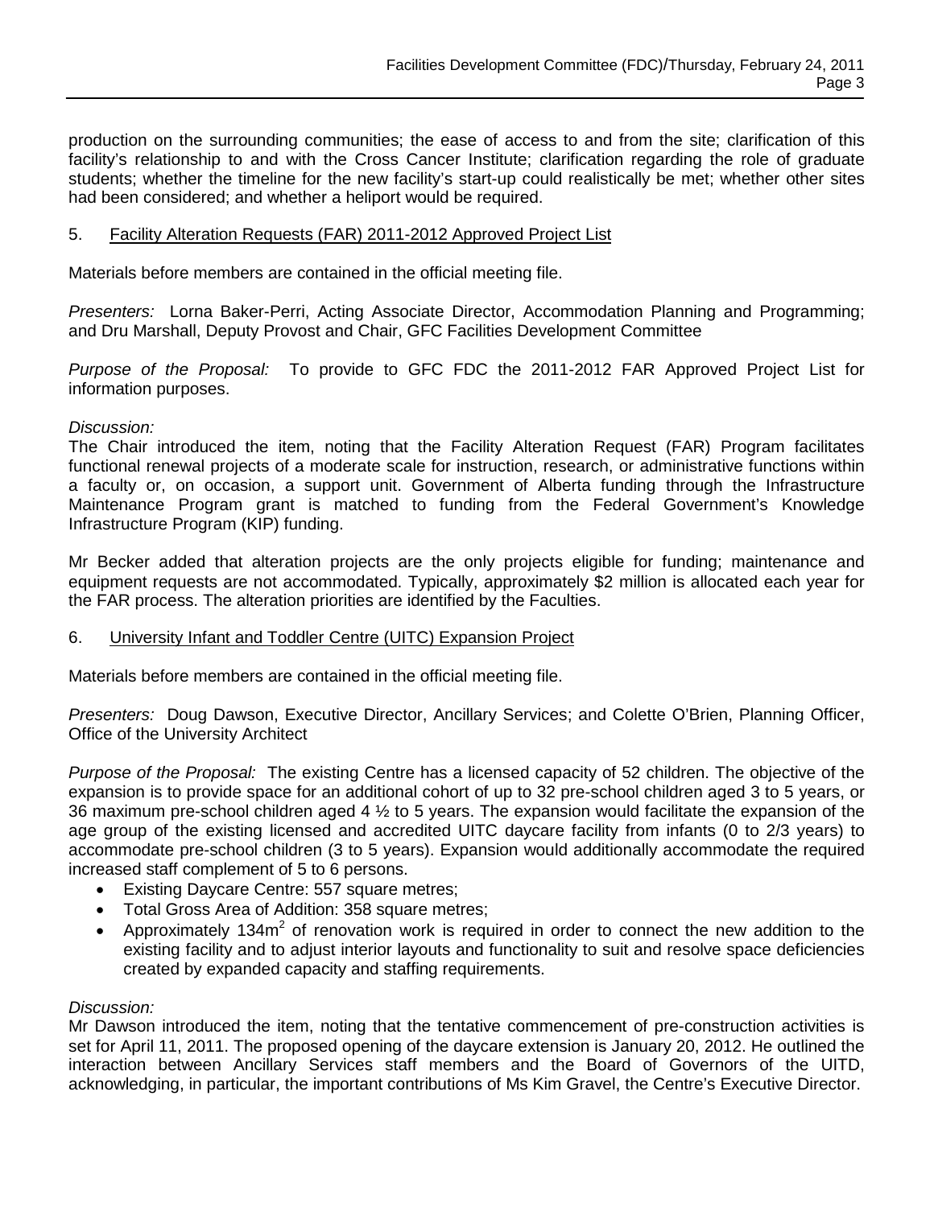production on the surrounding communities; the ease of access to and from the site; clarification of this facility's relationship to and with the Cross Cancer Institute; clarification regarding the role of graduate students; whether the timeline for the new facility's start-up could realistically be met; whether other sites had been considered; and whether a heliport would be required.

5. Facility Alteration Requests (FAR) 2011-2012 Approved Project List

Materials before members are contained in the official meeting file.

*Presenters:* Lorna Baker-Perri, Acting Associate Director, Accommodation Planning and Programming; and Dru Marshall, Deputy Provost and Chair, GFC Facilities Development Committee

*Purpose of the Proposal:* To provide to GFC FDC the 2011-2012 FAR Approved Project List for information purposes.

*Discussion:*
The Chair introduced the item, noting that the Facility Alteration Request (FAR) Program facilitates functional renewal projects of a moderate scale for instruction, research, or administrative functions within a faculty or, on occasion, a support unit. Government of Alberta funding through the Infrastructure Maintenance Program grant is matched to funding from the Federal Government's Knowledge Infrastructure Program (KIP) funding.

Mr Becker added that alteration projects are the only projects eligible for funding; maintenance and equipment requests are not accommodated. Typically, approximately $2 million is allocated each year for the FAR process. The alteration priorities are identified by the Faculties.

6. University Infant and Toddler Centre (UITC) Expansion Project

Materials before members are contained in the official meeting file.

*Presenters:* Doug Dawson, Executive Director, Ancillary Services; and Colette O'Brien, Planning Officer, Office of the University Architect

*Purpose of the Proposal:* The existing Centre has a licensed capacity of 52 children. The objective of the expansion is to provide space for an additional cohort of up to 32 pre-school children aged 3 to 5 years, or 36 maximum pre-school children aged 4 ½ to 5 years. The expansion would facilitate the expansion of the age group of the existing licensed and accredited UITC daycare facility from infants (0 to 2/3 years) to accommodate pre-school children (3 to 5 years). Expansion would additionally accommodate the required increased staff complement of 5 to 6 persons.

- Existing Daycare Centre: 557 square metres;
- Total Gross Area of Addition: 358 square metres;
- Approximately 134$m^2$ of renovation work is required in order to connect the new addition to the existing facility and to adjust interior layouts and functionality to suit and resolve space deficiencies created by expanded capacity and staffing requirements.

*Discussion:*
Mr Dawson introduced the item, noting that the tentative commencement of pre-construction activities is set for April 11, 2011. The proposed opening of the daycare extension is January 20, 2012. He outlined the interaction between Ancillary Services staff members and the Board of Governors of the UITD, acknowledging, in particular, the important contributions of Ms Kim Gravel, the Centre's Executive Director.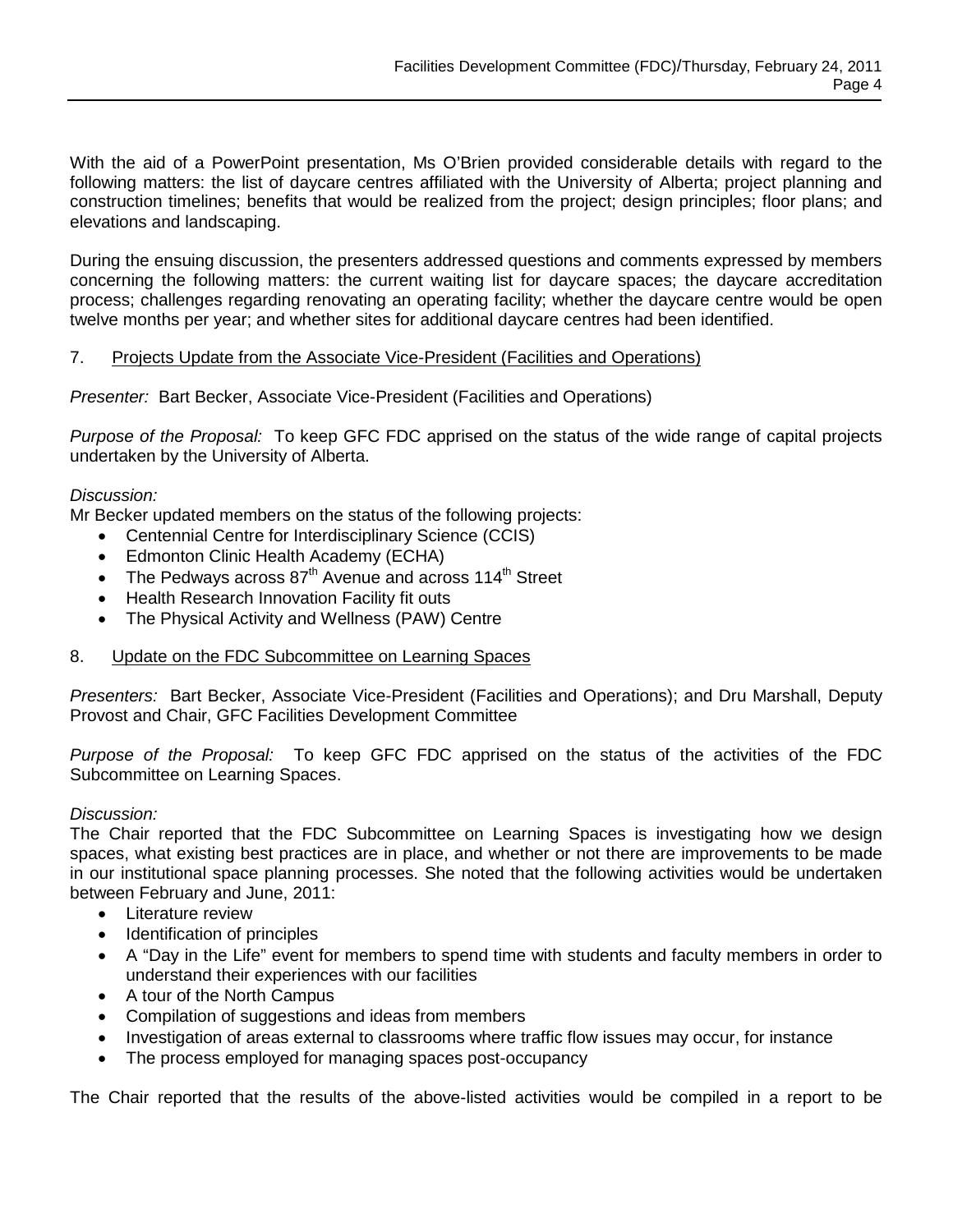With the aid of a PowerPoint presentation, Ms O'Brien provided considerable details with regard to the following matters: the list of daycare centres affiliated with the University of Alberta; project planning and construction timelines; benefits that would be realized from the project; design principles; floor plans; and elevations and landscaping.

During the ensuing discussion, the presenters addressed questions and comments expressed by members concerning the following matters: the current waiting list for daycare spaces; the daycare accreditation process; challenges regarding renovating an operating facility; whether the daycare centre would be open twelve months per year; and whether sites for additional daycare centres had been identified.

7. Projects Update from the Associate Vice-President (Facilities and Operations)

*Presenter:* Bart Becker, Associate Vice-President (Facilities and Operations)

*Purpose of the Proposal:* To keep GFC FDC apprised on the status of the wide range of capital projects undertaken by the University of Alberta.

*Discussion:*
Mr Becker updated members on the status of the following projects:

- Centennial Centre for Interdisciplinary Science (CCIS)
- Edmonton Clinic Health Academy (ECHA)
- The Pedways across 87th Avenue and across 114th Street
- Health Research Innovation Facility fit outs
- The Physical Activity and Wellness (PAW) Centre

8. Update on the FDC Subcommittee on Learning Spaces

*Presenters:* Bart Becker, Associate Vice-President (Facilities and Operations); and Dru Marshall, Deputy Provost and Chair, GFC Facilities Development Committee

*Purpose of the Proposal:* To keep GFC FDC apprised on the status of the activities of the FDC Subcommittee on Learning Spaces.

*Discussion:*
The Chair reported that the FDC Subcommittee on Learning Spaces is investigating how we design spaces, what existing best practices are in place, and whether or not there are improvements to be made in our institutional space planning processes. She noted that the following activities would be undertaken between February and June, 2011:

- Literature review
- Identification of principles
- A "Day in the Life" event for members to spend time with students and faculty members in order to understand their experiences with our facilities
- A tour of the North Campus
- Compilation of suggestions and ideas from members
- Investigation of areas external to classrooms where traffic flow issues may occur, for instance
- The process employed for managing spaces post-occupancy

The Chair reported that the results of the above-listed activities would be compiled in a report to be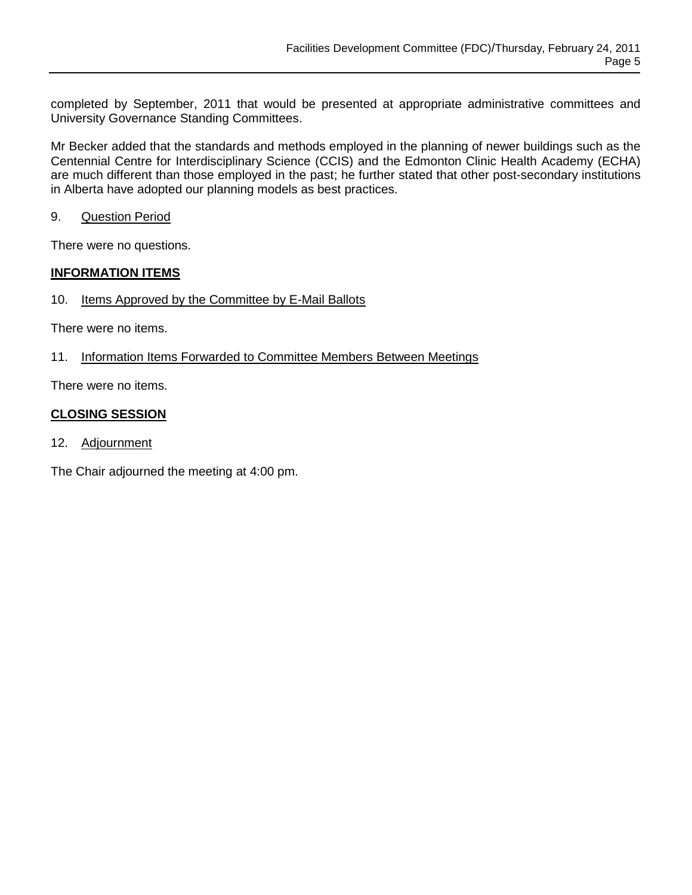completed by September, 2011 that would be presented at appropriate administrative committees and University Governance Standing Committees.

Mr Becker added that the standards and methods employed in the planning of newer buildings such as the Centennial Centre for Interdisciplinary Science (CCIS) and the Edmonton Clinic Health Academy (ECHA) are much different than those employed in the past; he further stated that other post-secondary institutions in Alberta have adopted our planning models as best practices.

9. Question Period

There were no questions.

## INFORMATION ITEMS

10. Items Approved by the Committee by E-Mail Ballots

There were no items.

11. Information Items Forwarded to Committee Members Between Meetings

There were no items.

## CLOSING SESSION

12. Adjournment

The Chair adjourned the meeting at 4:00 pm.